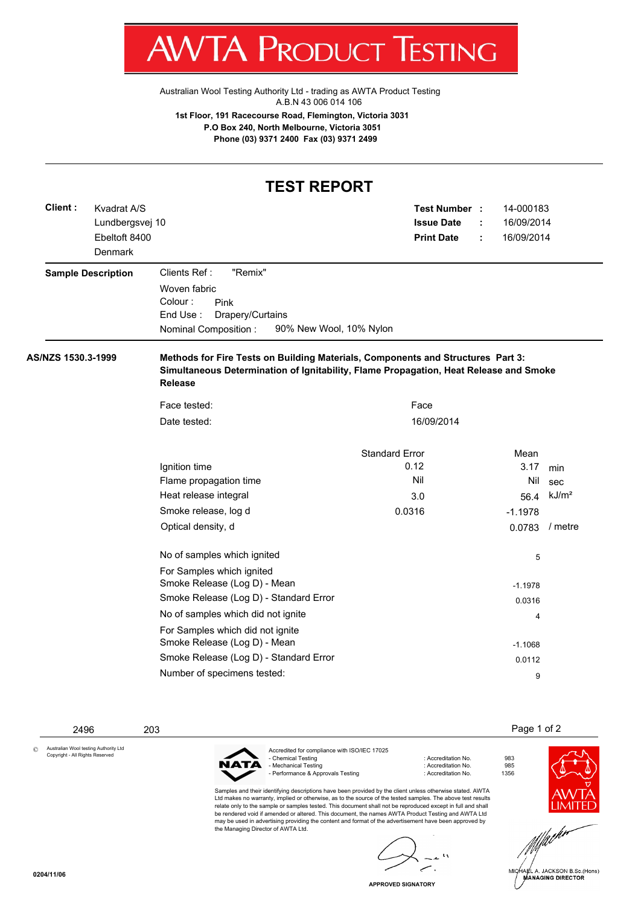# AWTA PRODUCT TESTING

Australian Wool Testing Authority Ltd - trading as AWTA Product Testing
A.B.N 43 006 014 106

**1st Floor, 191 Racecourse Road, Flemington, Victoria 3031**
**P.O Box 240, North Melbourne, Victoria 3051**
**Phone (03) 9371 2400 Fax (03) 9371 2499**

---

## TEST REPORT

**Client :** Kvadrat A/S
Lundbergsvej 10
Ebeltoft 8400
Denmark

**Test Number :** 14-000183
**Issue Date :** 16/09/2014
**Print Date :** 16/09/2014

**Sample Description**

Clients Ref : "Remix"
Woven fabric
Colour : Pink
End Use : Drapery/Curtains
Nominal Composition : 90% New Wool, 10% Nylon

**AS/NZS 1530.3-1999**

**Methods for Fire Tests on Building Materials, Components and Structures Part 3: Simultaneous Determination of Ignitability, Flame Propagation, Heat Release and Smoke Release**

Face tested: Face
Date tested: 16/09/2014

| | Standard Error | Mean | |
|---|---|---|---|
| Ignition time | 0.12 | 3.17 | min |
| Flame propagation time | Nil | Nil | sec |
| Heat release integral | 3.0 | 56.4 | kJ/m² |
| Smoke release, log d | 0.0316 | -1.1978 | |
| Optical density, d | | 0.0783 | / metre |

| | |
|---|---|
| No of samples which ignited | 5 |
| For Samples which ignited | |
| Smoke Release (Log D) - Mean | -1.1978 |
| Smoke Release (Log D) - Standard Error | 0.0316 |
| No of samples which did not ignite | 4 |
| For Samples which did not ignite | |
| Smoke Release (Log D) - Mean | -1.1068 |
| Smoke Release (Log D) - Standard Error | 0.0112 |
| Number of specimens tested: | 9 |

2496 203

© Australian Wool testing Authority Ltd
Copyright - All Rights Reserved

Accredited for compliance with ISO/IEC 17025

| | | |
|---|---|---|
| - Chemical Testing | : Accreditation No. | 983 |
| - Mechanical Testing | : Accreditation No. | 985 |
| - Performance & Approvals Testing | : Accreditation No. | 1356 |

Samples and their identifying descriptions have been provided by the client unless otherwise stated. AWTA Ltd makes no warranty, implied or otherwise, as to the source of the tested samples. The above test results relate only to the sample or samples tested. This document shall not be reproduced except in full and shall be rendered void if amended or altered. This document, the names AWTA Product Testing and AWTA Ltd may be used in advertising providing the content and format of the advertisement have been approved by the Managing Director of AWTA Ltd.

APPROVED SIGNATORY

MICHAEL A. JACKSON B.Sc.(Hons)
MANAGING DIRECTOR

0204/11/06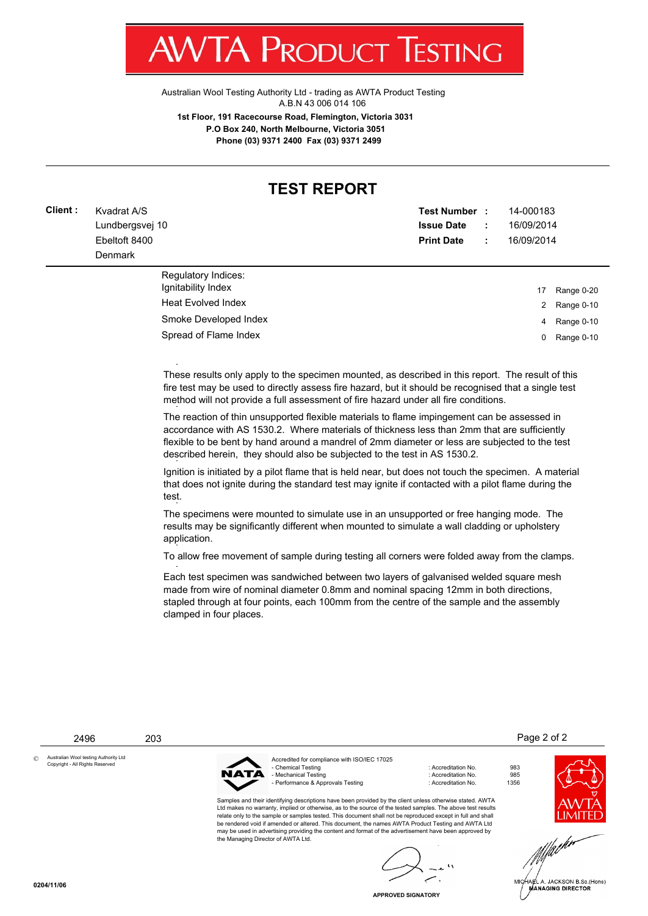# AWTA PRODUCT TESTING

Australian Wool Testing Authority Ltd - trading as AWTA Product Testing
A.B.N 43 006 014 106

**1st Floor, 191 Racecourse Road, Flemington, Victoria 3031**
**P.O Box 240, North Melbourne, Victoria 3051**
**Phone (03) 9371 2400 Fax (03) 9371 2499**

## TEST REPORT

**Client :** Kvadrat A/S
Lundbergsvej 10
Ebeltoft 8400
Denmark

**Test Number :** 14-000183
**Issue Date :** 16/09/2014
**Print Date :** 16/09/2014

Regulatory Indices:

| | | |
|---|---|---|
| Ignitability Index | 17 | Range 0-20 |
| Heat Evolved Index | 2 | Range 0-10 |
| Smoke Developed Index | 4 | Range 0-10 |
| Spread of Flame Index | 0 | Range 0-10 |

These results only apply to the specimen mounted, as described in this report. The result of this fire test may be used to directly assess fire hazard, but it should be recognised that a single test method will not provide a full assessment of fire hazard under all fire conditions.

The reaction of thin unsupported flexible materials to flame impingement can be assessed in accordance with AS 1530.2. Where materials of thickness less than 2mm that are sufficiently flexible to be bent by hand around a mandrel of 2mm diameter or less are subjected to the test described herein, they should also be subjected to the test in AS 1530.2.

Ignition is initiated by a pilot flame that is held near, but does not touch the specimen. A material that does not ignite during the standard test may ignite if contacted with a pilot flame during the test.

The specimens were mounted to simulate use in an unsupported or free hanging mode. The results may be significantly different when mounted to simulate a wall cladding or upholstery application.

To allow free movement of sample during testing all corners were folded away from the clamps.

Each test specimen was sandwiched between two layers of galvanised welded square mesh made from wire of nominal diameter 0.8mm and nominal spacing 12mm in both directions, stapled through at four points, each 100mm from the centre of the sample and the assembly clamped in four places.

2496 203

© Australian Wool testing Authority Ltd
Copyright - All Rights Reserved

Accredited for compliance with ISO/IEC 17025

| | | |
|---|---|---|
| - Chemical Testing | : Accreditation No. | 983 |
| - Mechanical Testing | : Accreditation No. | 985 |
| - Performance & Approvals Testing | : Accreditation No. | 1356 |

Samples and their identifying descriptions have been provided by the client unless otherwise stated. AWTA Ltd makes no warranty, implied or otherwise, as to the source of the tested samples. The above test results relate only to the sample or samples tested. This document shall not be reproduced except in full and shall be rendered void if amended or altered. This document, the names AWTA Product Testing and AWTA Ltd may be used in advertising providing the content and format of the advertisement have been approved by the Managing Director of AWTA Ltd.

APPROVED SIGNATORY

MICHAEL A. JACKSON B.Sc.(Hons)
MANAGING DIRECTOR

0204/11/06